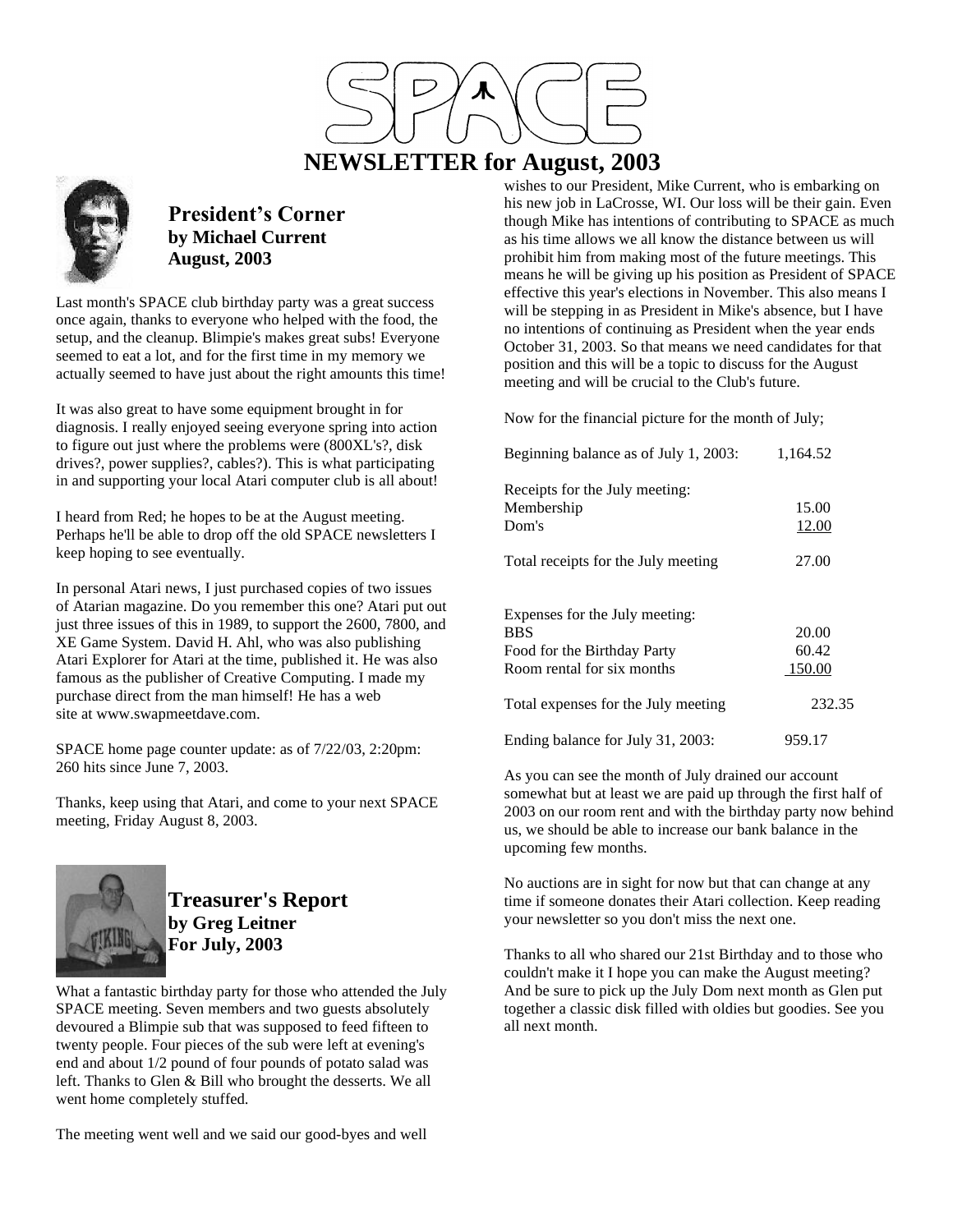# SPACE

# NEWSLETTER for August, 2003

## President's Corner
**by Michael Current**
**August, 2003**

Last month's SPACE club birthday party was a great success once again, thanks to everyone who helped with the food, the setup, and the cleanup. Blimpie's makes great subs! Everyone seemed to eat a lot, and for the first time in my memory we actually seemed to have just about the right amounts this time!

It was also great to have some equipment brought in for diagnosis. I really enjoyed seeing everyone spring into action to figure out just where the problems were (800XL's?, disk drives?, power supplies?, cables?). This is what participating in and supporting your local Atari computer club is all about!

I heard from Red; he hopes to be at the August meeting. Perhaps he'll be able to drop off the old SPACE newsletters I keep hoping to see eventually.

In personal Atari news, I just purchased copies of two issues of Atarian magazine. Do you remember this one? Atari put out just three issues of this in 1989, to support the 2600, 7800, and XE Game System. David H. Ahl, who was also publishing Atari Explorer for Atari at the time, published it. He was also famous as the publisher of Creative Computing. I made my purchase direct from the man himself! He has a web site at www.swapmeetdave.com.

SPACE home page counter update: as of 7/22/03, 2:20pm: 260 hits since June 7, 2003.

Thanks, keep using that Atari, and come to your next SPACE meeting, Friday August 8, 2003.

## Treasurer's Report
**by Greg Leitner**
**For July, 2003**

What a fantastic birthday party for those who attended the July SPACE meeting. Seven members and two guests absolutely devoured a Blimpie sub that was supposed to feed fifteen to twenty people. Four pieces of the sub were left at evening's end and about 1/2 pound of four pounds of potato salad was left. Thanks to Glen & Bill who brought the desserts. We all went home completely stuffed.

The meeting went well and we said our good-byes and well wishes to our President, Mike Current, who is embarking on his new job in LaCrosse, WI. Our loss will be their gain. Even though Mike has intentions of contributing to SPACE as much as his time allows we all know the distance between us will prohibit him from making most of the future meetings. This means he will be giving up his position as President of SPACE effective this year's elections in November. This also means I will be stepping in as President in Mike's absence, but I have no intentions of continuing as President when the year ends October 31, 2003. So that means we need candidates for that position and this will be a topic to discuss for the August meeting and will be crucial to the Club's future.

Now for the financial picture for the month of July;

| | |
|---|---|
| Beginning balance as of July 1, 2003: | 1,164.52 |
| Receipts for the July meeting: | |
| Membership | 15.00 |
| Dom's | 12.00 |
| Total receipts for the July meeting | 27.00 |
| Expenses for the July meeting: | |
| BBS | 20.00 |
| Food for the Birthday Party | 60.42 |
| Room rental for six months | 150.00 |
| Total expenses for the July meeting | 232.35 |
| Ending balance for July 31, 2003: | 959.17 |

As you can see the month of July drained our account somewhat but at least we are paid up through the first half of 2003 on our room rent and with the birthday party now behind us, we should be able to increase our bank balance in the upcoming few months.

No auctions are in sight for now but that can change at any time if someone donates their Atari collection. Keep reading your newsletter so you don't miss the next one.

Thanks to all who shared our 21st Birthday and to those who couldn't make it I hope you can make the August meeting? And be sure to pick up the July Dom next month as Glen put together a classic disk filled with oldies but goodies. See you all next month.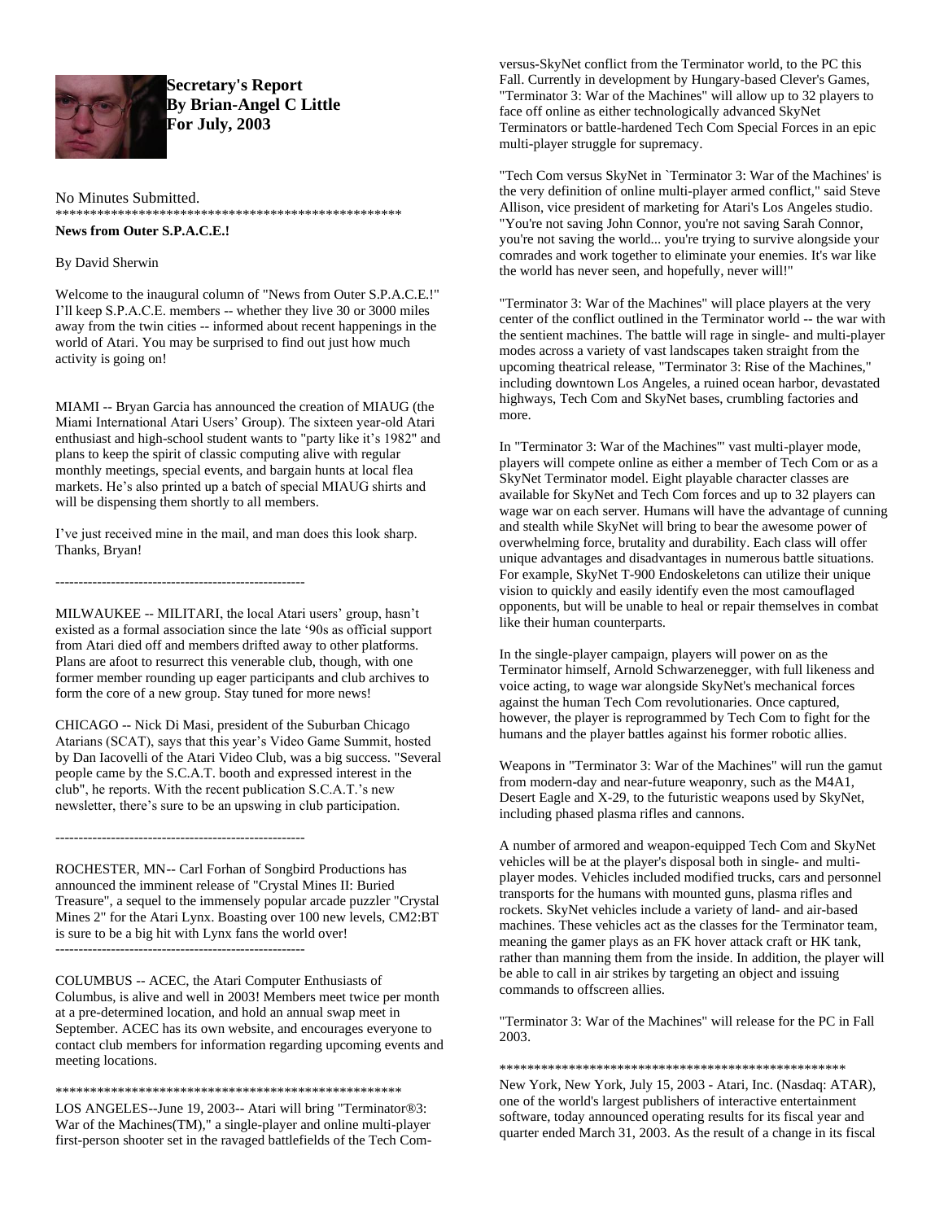**Secretary's Report**
**By Brian-Angel C Little**
**For July, 2003**

No Minutes Submitted.

****************************************************

**News from Outer S.P.A.C.E.!**

By David Sherwin

Welcome to the inaugural column of "News from Outer S.P.A.C.E.!" I'll keep S.P.A.C.E. members -- whether they live 30 or 3000 miles away from the twin cities -- informed about recent happenings in the world of Atari. You may be surprised to find out just how much activity is going on!

MIAMI -- Bryan Garcia has announced the creation of MIAUG (the Miami International Atari Users' Group). The sixteen year-old Atari enthusiast and high-school student wants to "party like it's 1982" and plans to keep the spirit of classic computing alive with regular monthly meetings, special events, and bargain hunts at local flea markets. He's also printed up a batch of special MIAUG shirts and will be dispensing them shortly to all members.

I've just received mine in the mail, and man does this look sharp. Thanks, Bryan!

------------------------------------------------------

MILWAUKEE -- MILITARI, the local Atari users' group, hasn't existed as a formal association since the late '90s as official support from Atari died off and members drifted away to other platforms. Plans are afoot to resurrect this venerable club, though, with one former member rounding up eager participants and club archives to form the core of a new group. Stay tuned for more news!

CHICAGO -- Nick Di Masi, president of the Suburban Chicago Atarians (SCAT), says that this year's Video Game Summit, hosted by Dan Iacovelli of the Atari Video Club, was a big success. "Several people came by the S.C.A.T. booth and expressed interest in the club", he reports. With the recent publication S.C.A.T.'s new newsletter, there's sure to be an upswing in club participation.

------------------------------------------------------

ROCHESTER, MN-- Carl Forhan of Songbird Productions has announced the imminent release of "Crystal Mines II: Buried Treasure", a sequel to the immensely popular arcade puzzler "Crystal Mines 2" for the Atari Lynx. Boasting over 100 new levels, CM2:BT is sure to be a big hit with Lynx fans the world over!

------------------------------------------------------

COLUMBUS -- ACEC, the Atari Computer Enthusiasts of Columbus, is alive and well in 2003! Members meet twice per month at a pre-determined location, and hold an annual swap meet in September. ACEC has its own website, and encourages everyone to contact club members for information regarding upcoming events and meeting locations.

****************************************************

LOS ANGELES--June 19, 2003-- Atari will bring "Terminator®3: War of the Machines(TM)," a single-player and online multi-player first-person shooter set in the ravaged battlefields of the Tech Com-versus-SkyNet conflict from the Terminator world, to the PC this Fall. Currently in development by Hungary-based Clever's Games, "Terminator 3: War of the Machines" will allow up to 32 players to face off online as either technologically advanced SkyNet Terminators or battle-hardened Tech Com Special Forces in an epic multi-player struggle for supremacy.

"Tech Com versus SkyNet in `Terminator 3: War of the Machines' is the very definition of online multi-player armed conflict," said Steve Allison, vice president of marketing for Atari's Los Angeles studio. "You're not saving John Connor, you're not saving Sarah Connor, you're not saving the world... you're trying to survive alongside your comrades and work together to eliminate your enemies. It's war like the world has never seen, and hopefully, never will!"

"Terminator 3: War of the Machines" will place players at the very center of the conflict outlined in the Terminator world -- the war with the sentient machines. The battle will rage in single- and multi-player modes across a variety of vast landscapes taken straight from the upcoming theatrical release, "Terminator 3: Rise of the Machines," including downtown Los Angeles, a ruined ocean harbor, devastated highways, Tech Com and SkyNet bases, crumbling factories and more.

In "Terminator 3: War of the Machines"' vast multi-player mode, players will compete online as either a member of Tech Com or as a SkyNet Terminator model. Eight playable character classes are available for SkyNet and Tech Com forces and up to 32 players can wage war on each server. Humans will have the advantage of cunning and stealth while SkyNet will bring to bear the awesome power of overwhelming force, brutality and durability. Each class will offer unique advantages and disadvantages in numerous battle situations. For example, SkyNet T-900 Endoskeletons can utilize their unique vision to quickly and easily identify even the most camouflaged opponents, but will be unable to heal or repair themselves in combat like their human counterparts.

In the single-player campaign, players will power on as the Terminator himself, Arnold Schwarzenegger, with full likeness and voice acting, to wage war alongside SkyNet's mechanical forces against the human Tech Com revolutionaries. Once captured, however, the player is reprogrammed by Tech Com to fight for the humans and the player battles against his former robotic allies.

Weapons in "Terminator 3: War of the Machines" will run the gamut from modern-day and near-future weaponry, such as the M4A1, Desert Eagle and X-29, to the futuristic weapons used by SkyNet, including phased plasma rifles and cannons.

A number of armored and weapon-equipped Tech Com and SkyNet vehicles will be at the player's disposal both in single- and multi-player modes. Vehicles included modified trucks, cars and personnel transports for the humans with mounted guns, plasma rifles and rockets. SkyNet vehicles include a variety of land- and air-based machines. These vehicles act as the classes for the Terminator team, meaning the gamer plays as an FK hover attack craft or HK tank, rather than manning them from the inside. In addition, the player will be able to call in air strikes by targeting an object and issuing commands to offscreen allies.

"Terminator 3: War of the Machines" will release for the PC in Fall 2003.

****************************************************

New York, New York, July 15, 2003 - Atari, Inc. (Nasdaq: ATAR), one of the world's largest publishers of interactive entertainment software, today announced operating results for its fiscal year and quarter ended March 31, 2003. As the result of a change in its fiscal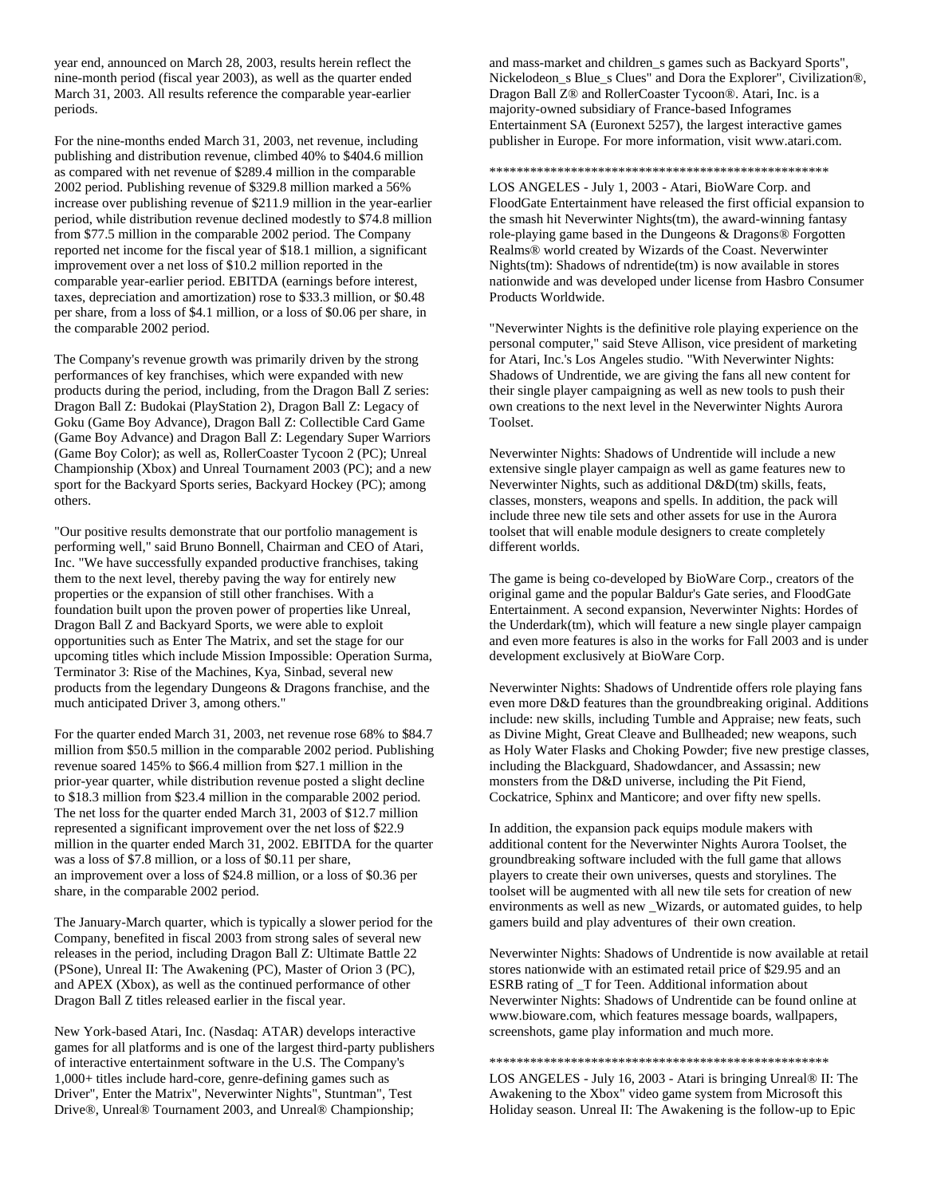year end, announced on March 28, 2003, results herein reflect the nine-month period (fiscal year 2003), as well as the quarter ended March 31, 2003. All results reference the comparable year-earlier periods.

For the nine-months ended March 31, 2003, net revenue, including publishing and distribution revenue, climbed 40% to $404.6 million as compared with net revenue of $289.4 million in the comparable 2002 period. Publishing revenue of $329.8 million marked a 56% increase over publishing revenue of $211.9 million in the year-earlier period, while distribution revenue declined modestly to $74.8 million from $77.5 million in the comparable 2002 period. The Company reported net income for the fiscal year of $18.1 million, a significant improvement over a net loss of $10.2 million reported in the comparable year-earlier period. EBITDA (earnings before interest, taxes, depreciation and amortization) rose to $33.3 million, or $0.48 per share, from a loss of $4.1 million, or a loss of $0.06 per share, in the comparable 2002 period.

The Company's revenue growth was primarily driven by the strong performances of key franchises, which were expanded with new products during the period, including, from the Dragon Ball Z series: Dragon Ball Z: Budokai (PlayStation 2), Dragon Ball Z: Legacy of Goku (Game Boy Advance), Dragon Ball Z: Collectible Card Game (Game Boy Advance) and Dragon Ball Z: Legendary Super Warriors (Game Boy Color); as well as, RollerCoaster Tycoon 2 (PC); Unreal Championship (Xbox) and Unreal Tournament 2003 (PC); and a new sport for the Backyard Sports series, Backyard Hockey (PC); among others.

"Our positive results demonstrate that our portfolio management is performing well," said Bruno Bonnell, Chairman and CEO of Atari, Inc. "We have successfully expanded productive franchises, taking them to the next level, thereby paving the way for entirely new properties or the expansion of still other franchises. With a foundation built upon the proven power of properties like Unreal, Dragon Ball Z and Backyard Sports, we were able to exploit opportunities such as Enter The Matrix, and set the stage for our upcoming titles which include Mission Impossible: Operation Surma, Terminator 3: Rise of the Machines, Kya, Sinbad, several new products from the legendary Dungeons & Dragons franchise, and the much anticipated Driver 3, among others."

For the quarter ended March 31, 2003, net revenue rose 68% to $84.7 million from $50.5 million in the comparable 2002 period. Publishing revenue soared 145% to $66.4 million from $27.1 million in the prior-year quarter, while distribution revenue posted a slight decline to $18.3 million from $23.4 million in the comparable 2002 period. The net loss for the quarter ended March 31, 2003 of $12.7 million represented a significant improvement over the net loss of $22.9 million in the quarter ended March 31, 2002. EBITDA for the quarter was a loss of $7.8 million, or a loss of $0.11 per share, an improvement over a loss of $24.8 million, or a loss of $0.36 per share, in the comparable 2002 period.

The January-March quarter, which is typically a slower period for the Company, benefited in fiscal 2003 from strong sales of several new releases in the period, including Dragon Ball Z: Ultimate Battle 22 (PSone), Unreal II: The Awakening (PC), Master of Orion 3 (PC), and APEX (Xbox), as well as the continued performance of other Dragon Ball Z titles released earlier in the fiscal year.

New York-based Atari, Inc. (Nasdaq: ATAR) develops interactive games for all platforms and is one of the largest third-party publishers of interactive entertainment software in the U.S. The Company's 1,000+ titles include hard-core, genre-defining games such as Driver", Enter the Matrix", Neverwinter Nights", Stuntman", Test Drive®, Unreal® Tournament 2003, and Unreal® Championship; and mass-market and children_s games such as Backyard Sports", Nickelodeon_s Blue_s Clues" and Dora the Explorer", Civilization®, Dragon Ball Z® and RollerCoaster Tycoon®. Atari, Inc. is a majority-owned subsidiary of France-based Infogrames Entertainment SA (Euronext 5257), the largest interactive games publisher in Europe. For more information, visit www.atari.com.

***************************************************

LOS ANGELES - July 1, 2003 - Atari, BioWare Corp. and FloodGate Entertainment have released the first official expansion to the smash hit Neverwinter Nights(tm), the award-winning fantasy role-playing game based in the Dungeons & Dragons® Forgotten Realms® world created by Wizards of the Coast. Neverwinter Nights(tm): Shadows of ndrentide(tm) is now available in stores nationwide and was developed under license from Hasbro Consumer Products Worldwide.

"Neverwinter Nights is the definitive role playing experience on the personal computer," said Steve Allison, vice president of marketing for Atari, Inc.'s Los Angeles studio. "With Neverwinter Nights: Shadows of Undrentide, we are giving the fans all new content for their single player campaigning as well as new tools to push their own creations to the next level in the Neverwinter Nights Aurora Toolset.

Neverwinter Nights: Shadows of Undrentide will include a new extensive single player campaign as well as game features new to Neverwinter Nights, such as additional D&D(tm) skills, feats, classes, monsters, weapons and spells. In addition, the pack will include three new tile sets and other assets for use in the Aurora toolset that will enable module designers to create completely different worlds.

The game is being co-developed by BioWare Corp., creators of the original game and the popular Baldur's Gate series, and FloodGate Entertainment. A second expansion, Neverwinter Nights: Hordes of the Underdark(tm), which will feature a new single player campaign and even more features is also in the works for Fall 2003 and is under development exclusively at BioWare Corp.

Neverwinter Nights: Shadows of Undrentide offers role playing fans even more D&D features than the groundbreaking original. Additions include: new skills, including Tumble and Appraise; new feats, such as Divine Might, Great Cleave and Bullheaded; new weapons, such as Holy Water Flasks and Choking Powder; five new prestige classes, including the Blackguard, Shadowdancer, and Assassin; new monsters from the D&D universe, including the Pit Fiend, Cockatrice, Sphinx and Manticore; and over fifty new spells.

In addition, the expansion pack equips module makers with additional content for the Neverwinter Nights Aurora Toolset, the groundbreaking software included with the full game that allows players to create their own universes, quests and storylines. The toolset will be augmented with all new tile sets for creation of new environments as well as new _Wizards, or automated guides, to help gamers build and play adventures of their own creation.

Neverwinter Nights: Shadows of Undrentide is now available at retail stores nationwide with an estimated retail price of $29.95 and an ESRB rating of _T for Teen. Additional information about Neverwinter Nights: Shadows of Undrentide can be found online at www.bioware.com, which features message boards, wallpapers, screenshots, game play information and much more.

***************************************************

LOS ANGELES - July 16, 2003 - Atari is bringing Unreal® II: The Awakening to the Xbox" video game system from Microsoft this Holiday season. Unreal II: The Awakening is the follow-up to Epic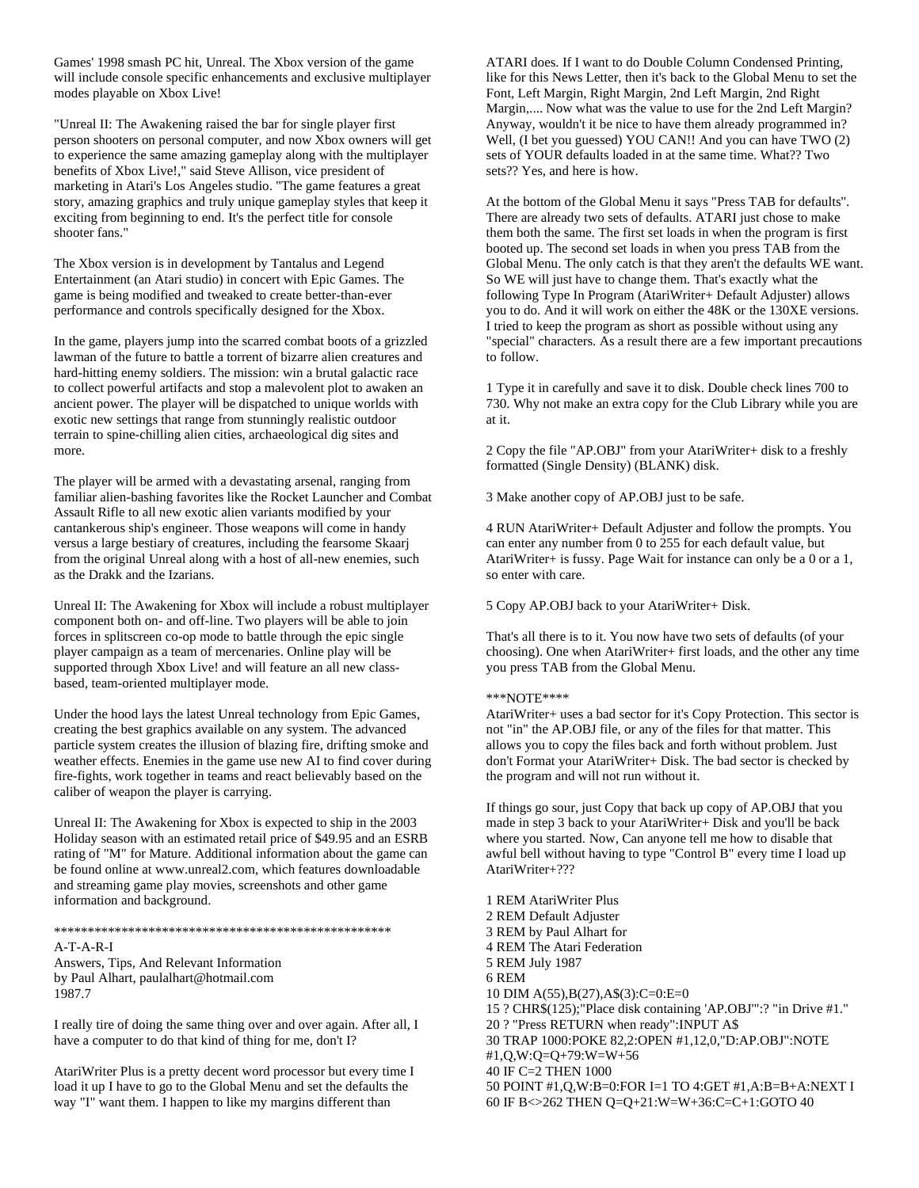Games' 1998 smash PC hit, Unreal. The Xbox version of the game will include console specific enhancements and exclusive multiplayer modes playable on Xbox Live!

"Unreal II: The Awakening raised the bar for single player first person shooters on personal computer, and now Xbox owners will get to experience the same amazing gameplay along with the multiplayer benefits of Xbox Live!," said Steve Allison, vice president of marketing in Atari's Los Angeles studio. "The game features a great story, amazing graphics and truly unique gameplay styles that keep it exciting from beginning to end. It's the perfect title for console shooter fans."

The Xbox version is in development by Tantalus and Legend Entertainment (an Atari studio) in concert with Epic Games. The game is being modified and tweaked to create better-than-ever performance and controls specifically designed for the Xbox.

In the game, players jump into the scarred combat boots of a grizzled lawman of the future to battle a torrent of bizarre alien creatures and hard-hitting enemy soldiers. The mission: win a brutal galactic race to collect powerful artifacts and stop a malevolent plot to awaken an ancient power. The player will be dispatched to unique worlds with exotic new settings that range from stunningly realistic outdoor terrain to spine-chilling alien cities, archaeological dig sites and more.

The player will be armed with a devastating arsenal, ranging from familiar alien-bashing favorites like the Rocket Launcher and Combat Assault Rifle to all new exotic alien variants modified by your cantankerous ship's engineer. Those weapons will come in handy versus a large bestiary of creatures, including the fearsome Skaarj from the original Unreal along with a host of all-new enemies, such as the Drakk and the Izarians.

Unreal II: The Awakening for Xbox will include a robust multiplayer component both on- and off-line. Two players will be able to join forces in splitscreen co-op mode to battle through the epic single player campaign as a team of mercenaries. Online play will be supported through Xbox Live! and will feature an all new class-based, team-oriented multiplayer mode.

Under the hood lays the latest Unreal technology from Epic Games, creating the best graphics available on any system. The advanced particle system creates the illusion of blazing fire, drifting smoke and weather effects. Enemies in the game use new AI to find cover during fire-fights, work together in teams and react believably based on the caliber of weapon the player is carrying.

Unreal II: The Awakening for Xbox is expected to ship in the 2003 Holiday season with an estimated retail price of $49.95 and an ESRB rating of "M" for Mature. Additional information about the game can be found online at www.unreal2.com, which features downloadable and streaming game play movies, screenshots and other game information and background.

***************************************************

A-T-A-R-I
Answers, Tips, And Relevant Information
by Paul Alhart, paulalhart@hotmail.com
1987.7

I really tire of doing the same thing over and over again. After all, I have a computer to do that kind of thing for me, don't I?

AtariWriter Plus is a pretty decent word processor but every time I load it up I have to go to the Global Menu and set the defaults the way "I" want them. I happen to like my margins different than ATARI does. If I want to do Double Column Condensed Printing, like for this News Letter, then it's back to the Global Menu to set the Font, Left Margin, Right Margin, 2nd Left Margin, 2nd Right Margin,.... Now what was the value to use for the 2nd Left Margin? Anyway, wouldn't it be nice to have them already programmed in? Well, (I bet you guessed) YOU CAN!! And you can have TWO (2) sets of YOUR defaults loaded in at the same time. What?? Two sets?? Yes, and here is how.

At the bottom of the Global Menu it says "Press TAB for defaults". There are already two sets of defaults. ATARI just chose to make them both the same. The first set loads in when the program is first booted up. The second set loads in when you press TAB from the Global Menu. The only catch is that they aren't the defaults WE want. So WE will just have to change them. That's exactly what the following Type In Program (AtariWriter+ Default Adjuster) allows you to do. And it will work on either the 48K or the 130XE versions. I tried to keep the program as short as possible without using any "special" characters. As a result there are a few important precautions to follow.

1 Type it in carefully and save it to disk. Double check lines 700 to 730. Why not make an extra copy for the Club Library while you are at it.

2 Copy the file "AP.OBJ" from your AtariWriter+ disk to a freshly formatted (Single Density) (BLANK) disk.

3 Make another copy of AP.OBJ just to be safe.

4 RUN AtariWriter+ Default Adjuster and follow the prompts. You can enter any number from 0 to 255 for each default value, but AtariWriter+ is fussy. Page Wait for instance can only be a 0 or a 1, so enter with care.

5 Copy AP.OBJ back to your AtariWriter+ Disk.

That's all there is to it. You now have two sets of defaults (of your choosing). One when AtariWriter+ first loads, and the other any time you press TAB from the Global Menu.

***NOTE****
AtariWriter+ uses a bad sector for it's Copy Protection. This sector is not "in" the AP.OBJ file, or any of the files for that matter. This allows you to copy the files back and forth without problem. Just don't Format your AtariWriter+ Disk. The bad sector is checked by the program and will not run without it.

If things go sour, just Copy that back up copy of AP.OBJ that you made in step 3 back to your AtariWriter+ Disk and you'll be back where you started. Now, Can anyone tell me how to disable that awful bell without having to type "Control B" every time I load up AtariWriter+???

```
1 REM AtariWriter Plus
2 REM Default Adjuster
3 REM by Paul Alhart for
4 REM The Atari Federation
5 REM July 1987
6 REM
10 DIM A(55),B(27),A$(3):C=0:E=0
15 ? CHR$(125);"Place disk containing 'AP.OBJ'":? "in Drive #1."
20 ? "Press RETURN when ready":INPUT A$
30 TRAP 1000:POKE 82,2:OPEN #1,12,0,"D:AP.OBJ":NOTE
#1,Q,W:Q=Q+79:W=W+56
40 IF C=2 THEN 1000
50 POINT #1,Q,W:B=0:FOR I=1 TO 4:GET #1,A:B=B+A:NEXT I
60 IF B<>262 THEN Q=Q+21:W=W+36:C=C+1:GOTO 40
```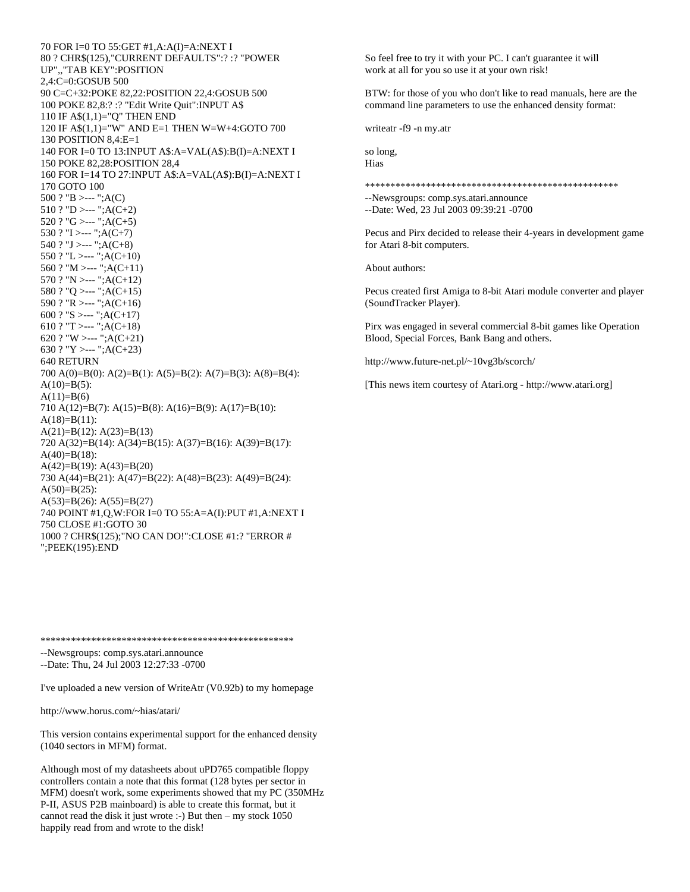```
70 FOR I=0 TO 55:GET #1,A:A(I)=A:NEXT I
80 ? CHR$(125),"CURRENT DEFAULTS":? :? "POWER
UP",,"TAB KEY":POSITION
2,4:C=0:GOSUB 500
90 C=C+32:POKE 82,22:POSITION 22,4:GOSUB 500
100 POKE 82,8:? :? "Edit Write Quit":INPUT A$
110 IF A$(1,1)="Q" THEN END
120 IF A$(1,1)="W" AND E=1 THEN W=W+4:GOTO 700
130 POSITION 8,4:E=1
140 FOR I=0 TO 13:INPUT A$:A=VAL(A$):B(I)=A:NEXT I
150 POKE 82,28:POSITION 28,4
160 FOR I=14 TO 27:INPUT A$:A=VAL(A$):B(I)=A:NEXT I
170 GOTO 100
500 ? "B >--- ";A(C)
510 ? "D >--- ";A(C+2)
520 ? "G >--- ";A(C+5)
530 ? "I >--- ";A(C+7)
540 ? "J >--- ";A(C+8)
550 ? "L >--- ";A(C+10)
560 ? "M >--- ";A(C+11)
570 ? "N >--- ";A(C+12)
580 ? "Q >--- ";A(C+15)
590 ? "R >--- ";A(C+16)
600 ? "S >--- ";A(C+17)
610 ? "T >--- ";A(C+18)
620 ? "W >--- ";A(C+21)
630 ? "Y >--- ";A(C+23)
640 RETURN
700 A(0)=B(0): A(2)=B(1): A(5)=B(2): A(7)=B(3): A(8)=B(4):
A(10)=B(5):
A(11)=B(6)
710 A(12)=B(7): A(15)=B(8): A(16)=B(9): A(17)=B(10):
A(18)=B(11):
A(21)=B(12): A(23)=B(13)
720 A(32)=B(14): A(34)=B(15): A(37)=B(16): A(39)=B(17):
A(40)=B(18):
A(42)=B(19): A(43)=B(20)
730 A(44)=B(21): A(47)=B(22): A(48)=B(23): A(49)=B(24):
A(50)=B(25):
A(53)=B(26): A(55)=B(27)
740 POINT #1,Q,W:FOR I=0 TO 55:A=A(I):PUT #1,A:NEXT I
750 CLOSE #1:GOTO 30
1000 ? CHR$(125);"NO CAN DO!":CLOSE #1:? "ERROR #
";PEEK(195):END
```

***************************************************

--Newsgroups: comp.sys.atari.announce
--Date: Thu, 24 Jul 2003 12:27:33 -0700

I've uploaded a new version of WriteAtr (V0.92b) to my homepage

http://www.horus.com/~hias/atari/

This version contains experimental support for the enhanced density (1040 sectors in MFM) format.

Although most of my datasheets about uPD765 compatible floppy controllers contain a note that this format (128 bytes per sector in MFM) doesn't work, some experiments showed that my PC (350MHz P-II, ASUS P2B mainboard) is able to create this format, but it cannot read the disk it just wrote :-) But then – my stock 1050 happily read from and wrote to the disk!

So feel free to try it with your PC. I can't guarantee it will work at all for you so use it at your own risk!

BTW: for those of you who don't like to read manuals, here are the command line parameters to use the enhanced density format:

writeatr -f9 -n my.atr

so long,
Hias

***************************************************

--Newsgroups: comp.sys.atari.announce
--Date: Wed, 23 Jul 2003 09:39:21 -0700

Pecus and Pirx decided to release their 4-years in development game for Atari 8-bit computers.

About authors:

Pecus created first Amiga to 8-bit Atari module converter and player (SoundTracker Player).

Pirx was engaged in several commercial 8-bit games like Operation Blood, Special Forces, Bank Bang and others.

http://www.future-net.pl/~10vg3b/scorch/

[This news item courtesy of Atari.org - http://www.atari.org]